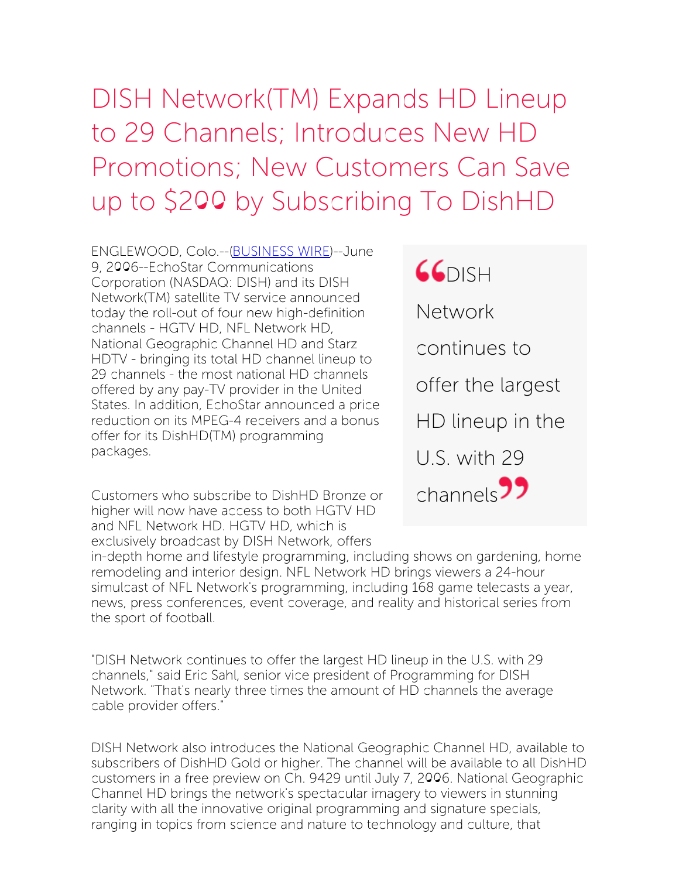# DISH Network(TM) Expands HD Lineup to 29 Channels; Introduces New HD Promotions; New Customers Can Save up to $200 by Subscribing To DishHD

ENGLEWOOD, Colo.--(BUSINESS WIRE)--June 9, 2006--EchoStar Communications Corporation (NASDAQ: DISH) and its DISH Network(TM) satellite TV service announced today the roll-out of four new high-definition channels - HGTV HD, NFL Network HD, National Geographic Channel HD and Starz HDTV - bringing its total HD channel lineup to 29 channels - the most national HD channels offered by any pay-TV provider in the United States. In addition, EchoStar announced a price reduction on its MPEG-4 receivers and a bonus offer for its DishHD(TM) programming packages.

> "DISH Network continues to offer the largest HD lineup in the U.S. with 29 channels"

Customers who subscribe to DishHD Bronze or higher will now have access to both HGTV HD and NFL Network HD. HGTV HD, which is exclusively broadcast by DISH Network, offers in-depth home and lifestyle programming, including shows on gardening, home remodeling and interior design. NFL Network HD brings viewers a 24-hour simulcast of NFL Network's programming, including 168 game telecasts a year, news, press conferences, event coverage, and reality and historical series from the sport of football.

"DISH Network continues to offer the largest HD lineup in the U.S. with 29 channels," said Eric Sahl, senior vice president of Programming for DISH Network. "That's nearly three times the amount of HD channels the average cable provider offers."

DISH Network also introduces the National Geographic Channel HD, available to subscribers of DishHD Gold or higher. The channel will be available to all DishHD customers in a free preview on Ch. 9429 until July 7, 2006. National Geographic Channel HD brings the network's spectacular imagery to viewers in stunning clarity with all the innovative original programming and signature specials, ranging in topics from science and nature to technology and culture, that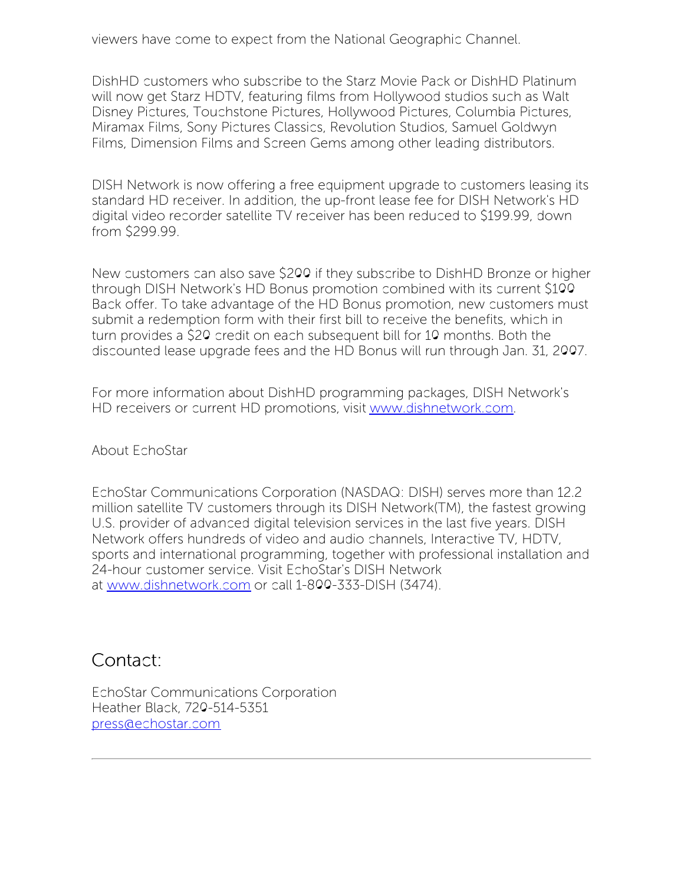viewers have come to expect from the National Geographic Channel.

DishHD customers who subscribe to the Starz Movie Pack or DishHD Platinum will now get Starz HDTV, featuring films from Hollywood studios such as Walt Disney Pictures, Touchstone Pictures, Hollywood Pictures, Columbia Pictures, Miramax Films, Sony Pictures Classics, Revolution Studios, Samuel Goldwyn Films, Dimension Films and Screen Gems among other leading distributors.

DISH Network is now offering a free equipment upgrade to customers leasing its standard HD receiver. In addition, the up-front lease fee for DISH Network's HD digital video recorder satellite TV receiver has been reduced to $199.99, down from $299.99.

New customers can also save $200 if they subscribe to DishHD Bronze or higher through DISH Network's HD Bonus promotion combined with its current $100 Back offer. To take advantage of the HD Bonus promotion, new customers must submit a redemption form with their first bill to receive the benefits, which in turn provides a $20 credit on each subsequent bill for 10 months. Both the discounted lease upgrade fees and the HD Bonus will run through Jan. 31, 2007.

For more information about DishHD programming packages, DISH Network's HD receivers or current HD promotions, visit [www.dishnetwork.com](www.dishnetwork.com).

About EchoStar

EchoStar Communications Corporation (NASDAQ: DISH) serves more than 12.2 million satellite TV customers through its DISH Network(TM), the fastest growing U.S. provider of advanced digital television services in the last five years. DISH Network offers hundreds of video and audio channels, Interactive TV, HDTV, sports and international programming, together with professional installation and 24-hour customer service. Visit EchoStar's DISH Network at [www.dishnetwork.com](www.dishnetwork.com) or call 1-800-333-DISH (3474).

## Contact:

EchoStar Communications Corporation
Heather Black, 720-514-5351
[press@echostar.com](mailto:press@echostar.com)

---